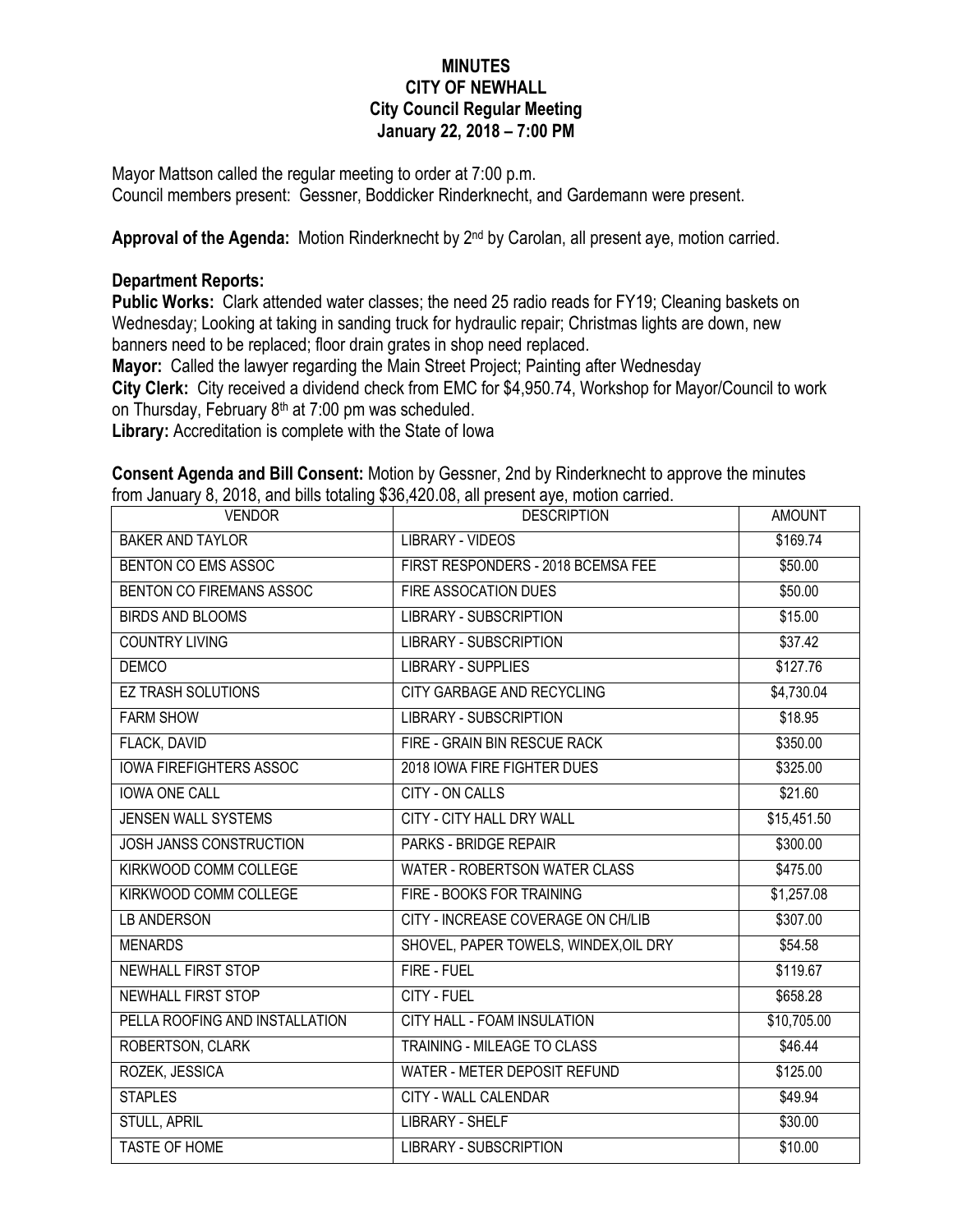# MINUTES
# CITY OF NEWHALL
## City Council Regular Meeting
## January 22, 2018 – 7:00 PM

Mayor Mattson called the regular meeting to order at 7:00 p.m.
Council members present: Gessner, Boddicker Rinderknecht, and Gardemann were present.

**Approval of the Agenda:** Motion Rinderknecht by 2nd by Carolan, all present aye, motion carried.

**Department Reports:**

**Public Works:** Clark attended water classes; the need 25 radio reads for FY19; Cleaning baskets on Wednesday; Looking at taking in sanding truck for hydraulic repair; Christmas lights are down, new banners need to be replaced; floor drain grates in shop need replaced.

**Mayor:** Called the lawyer regarding the Main Street Project; Painting after Wednesday

**City Clerk:** City received a dividend check from EMC for $4,950.74, Workshop for Mayor/Council to work on Thursday, February 8th at 7:00 pm was scheduled.

**Library:** Accreditation is complete with the State of Iowa

**Consent Agenda and Bill Consent:** Motion by Gessner, 2nd by Rinderknecht to approve the minutes from January 8, 2018, and bills totaling $36,420.08, all present aye, motion carried.

| VENDOR | DESCRIPTION | AMOUNT |
|---|---|---|
| BAKER AND TAYLOR | LIBRARY - VIDEOS | $169.74 |
| BENTON CO EMS ASSOC | FIRST RESPONDERS - 2018 BCEMSA FEE | $50.00 |
| BENTON CO FIREMANS ASSOC | FIRE ASSOCATION DUES | $50.00 |
| BIRDS AND BLOOMS | LIBRARY - SUBSCRIPTION | $15.00 |
| COUNTRY LIVING | LIBRARY - SUBSCRIPTION | $37.42 |
| DEMCO | LIBRARY - SUPPLIES | $127.76 |
| EZ TRASH SOLUTIONS | CITY GARBAGE AND RECYCLING | $4,730.04 |
| FARM SHOW | LIBRARY - SUBSCRIPTION | $18.95 |
| FLACK, DAVID | FIRE - GRAIN BIN RESCUE RACK | $350.00 |
| IOWA FIREFIGHTERS ASSOC | 2018 IOWA FIRE FIGHTER DUES | $325.00 |
| IOWA ONE CALL | CITY - ON CALLS | $21.60 |
| JENSEN WALL SYSTEMS | CITY - CITY HALL DRY WALL | $15,451.50 |
| JOSH JANSS CONSTRUCTION | PARKS - BRIDGE REPAIR | $300.00 |
| KIRKWOOD COMM COLLEGE | WATER - ROBERTSON WATER CLASS | $475.00 |
| KIRKWOOD COMM COLLEGE | FIRE - BOOKS FOR TRAINING | $1,257.08 |
| LB ANDERSON | CITY - INCREASE COVERAGE ON CH/LIB | $307.00 |
| MENARDS | SHOVEL, PAPER TOWELS, WINDEX,OIL DRY | $54.58 |
| NEWHALL FIRST STOP | FIRE - FUEL | $119.67 |
| NEWHALL FIRST STOP | CITY - FUEL | $658.28 |
| PELLA ROOFING AND INSTALLATION | CITY HALL - FOAM INSULATION | $10,705.00 |
| ROBERTSON, CLARK | TRAINING - MILEAGE TO CLASS | $46.44 |
| ROZEK, JESSICA | WATER - METER DEPOSIT REFUND | $125.00 |
| STAPLES | CITY - WALL CALENDAR | $49.94 |
| STULL, APRIL | LIBRARY - SHELF | $30.00 |
| TASTE OF HOME | LIBRARY - SUBSCRIPTION | $10.00 |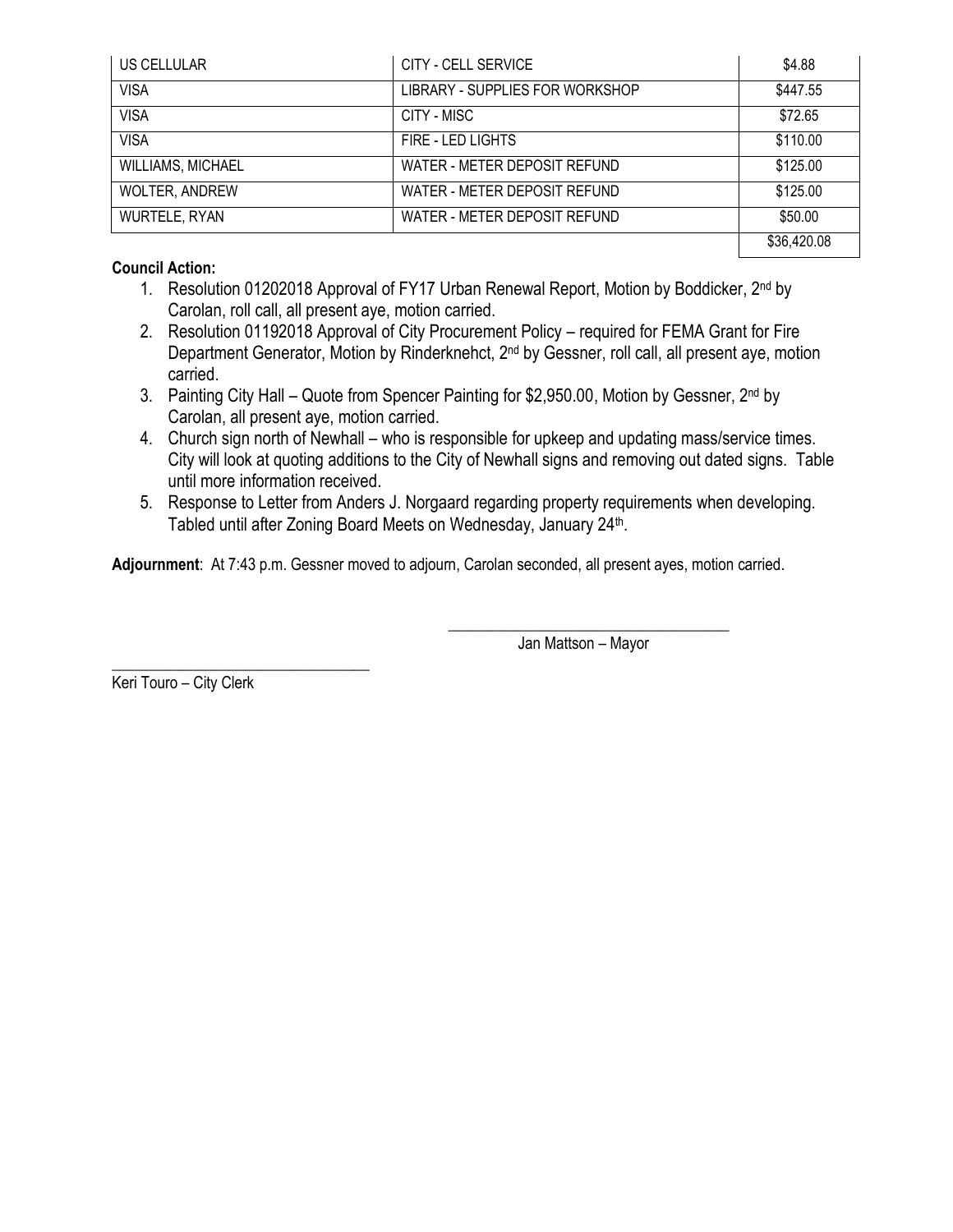| | | |
|---|---|---|
| US CELLULAR | CITY - CELL SERVICE | $4.88 |
| VISA | LIBRARY - SUPPLIES FOR WORKSHOP | $447.55 |
| VISA | CITY - MISC | $72.65 |
| VISA | FIRE - LED LIGHTS | $110.00 |
| WILLIAMS, MICHAEL | WATER - METER DEPOSIT REFUND | $125.00 |
| WOLTER, ANDREW | WATER - METER DEPOSIT REFUND | $125.00 |
| WURTELE, RYAN | WATER - METER DEPOSIT REFUND | $50.00 |
| | | $36,420.08 |

**Council Action:**

1. Resolution 01202018 Approval of FY17 Urban Renewal Report, Motion by Boddicker, 2nd by Carolan, roll call, all present aye, motion carried.
2. Resolution 01192018 Approval of City Procurement Policy – required for FEMA Grant for Fire Department Generator, Motion by Rinderknehct, 2nd by Gessner, roll call, all present aye, motion carried.
3. Painting City Hall – Quote from Spencer Painting for $2,950.00, Motion by Gessner, 2nd by Carolan, all present aye, motion carried.
4. Church sign north of Newhall – who is responsible for upkeep and updating mass/service times. City will look at quoting additions to the City of Newhall signs and removing out dated signs. Table until more information received.
5. Response to Letter from Anders J. Norgaard regarding property requirements when developing. Tabled until after Zoning Board Meets on Wednesday, January 24th.

**Adjournment**: At 7:43 p.m. Gessner moved to adjourn, Carolan seconded, all present ayes, motion carried.

\_\_\_\_\_\_\_\_\_\_\_\_\_\_\_\_\_\_\_\_\_\_\_\_\_\_\_\_\_\_\_\_\_\_\_\_

Jan Mattson – Mayor

\_\_\_\_\_\_\_\_\_\_\_\_\_\_\_\_\_\_\_\_\_\_\_\_\_\_\_\_\_\_\_\_\_\_\_\_

Keri Touro – City Clerk